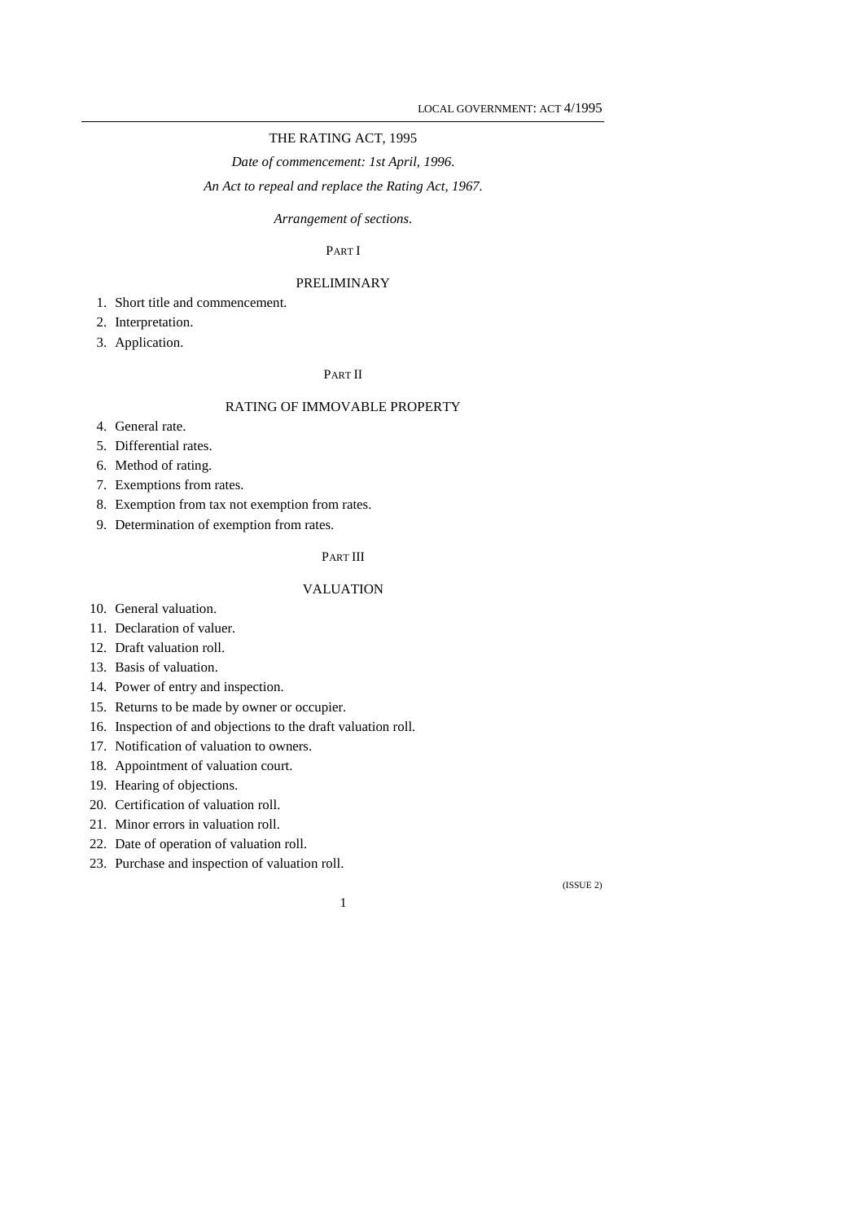# THE RATING ACT, 1995

*Date of commencement: 1st April, 1996.*

*An Act to repeal and replace the Rating Act, 1967.*

*Arrangement of sections.*

## PART I

### PRELIMINARY

1. Short title and commencement.
2. Interpretation.
3. Application.

## PART II

### RATING OF IMMOVABLE PROPERTY

4. General rate.
5. Differential rates.
6. Method of rating.
7. Exemptions from rates.
8. Exemption from tax not exemption from rates.
9. Determination of exemption from rates.

## PART III

### VALUATION

10. General valuation.
11. Declaration of valuer.
12. Draft valuation roll.
13. Basis of valuation.
14. Power of entry and inspection.
15. Returns to be made by owner or occupier.
16. Inspection of and objections to the draft valuation roll.
17. Notification of valuation to owners.
18. Appointment of valuation court.
19. Hearing of objections.
20. Certification of valuation roll.
21. Minor errors in valuation roll.
22. Date of operation of valuation roll.
23. Purchase and inspection of valuation roll.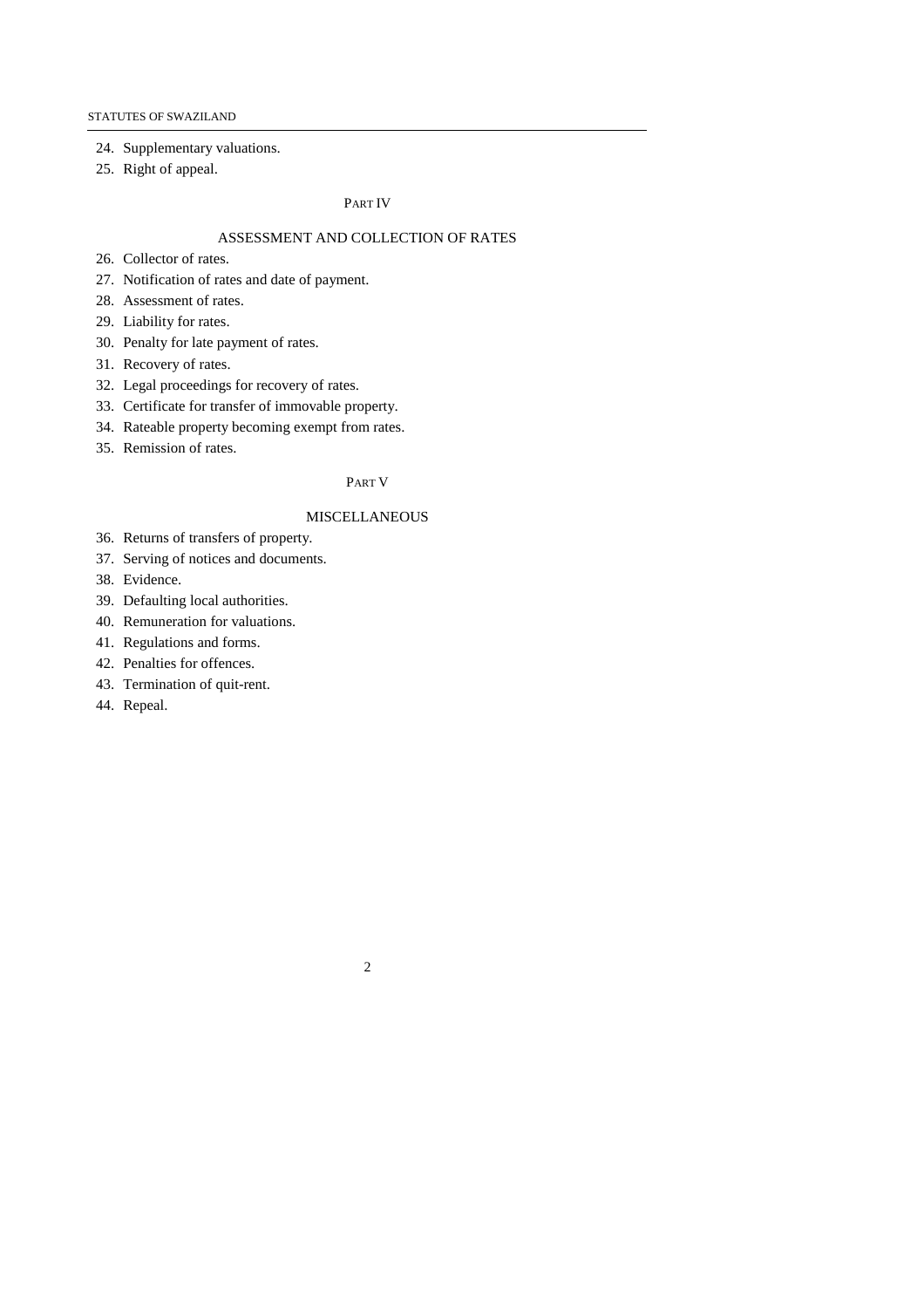24. Supplementary valuations.
25. Right of appeal.

PART IV

ASSESSMENT AND COLLECTION OF RATES

26. Collector of rates.
27. Notification of rates and date of payment.
28. Assessment of rates.
29. Liability for rates.
30. Penalty for late payment of rates.
31. Recovery of rates.
32. Legal proceedings for recovery of rates.
33. Certificate for transfer of immovable property.
34. Rateable property becoming exempt from rates.
35. Remission of rates.

PART V

MISCELLANEOUS

36. Returns of transfers of property.
37. Serving of notices and documents.
38. Evidence.
39. Defaulting local authorities.
40. Remuneration for valuations.
41. Regulations and forms.
42. Penalties for offences.
43. Termination of quit-rent.
44. Repeal.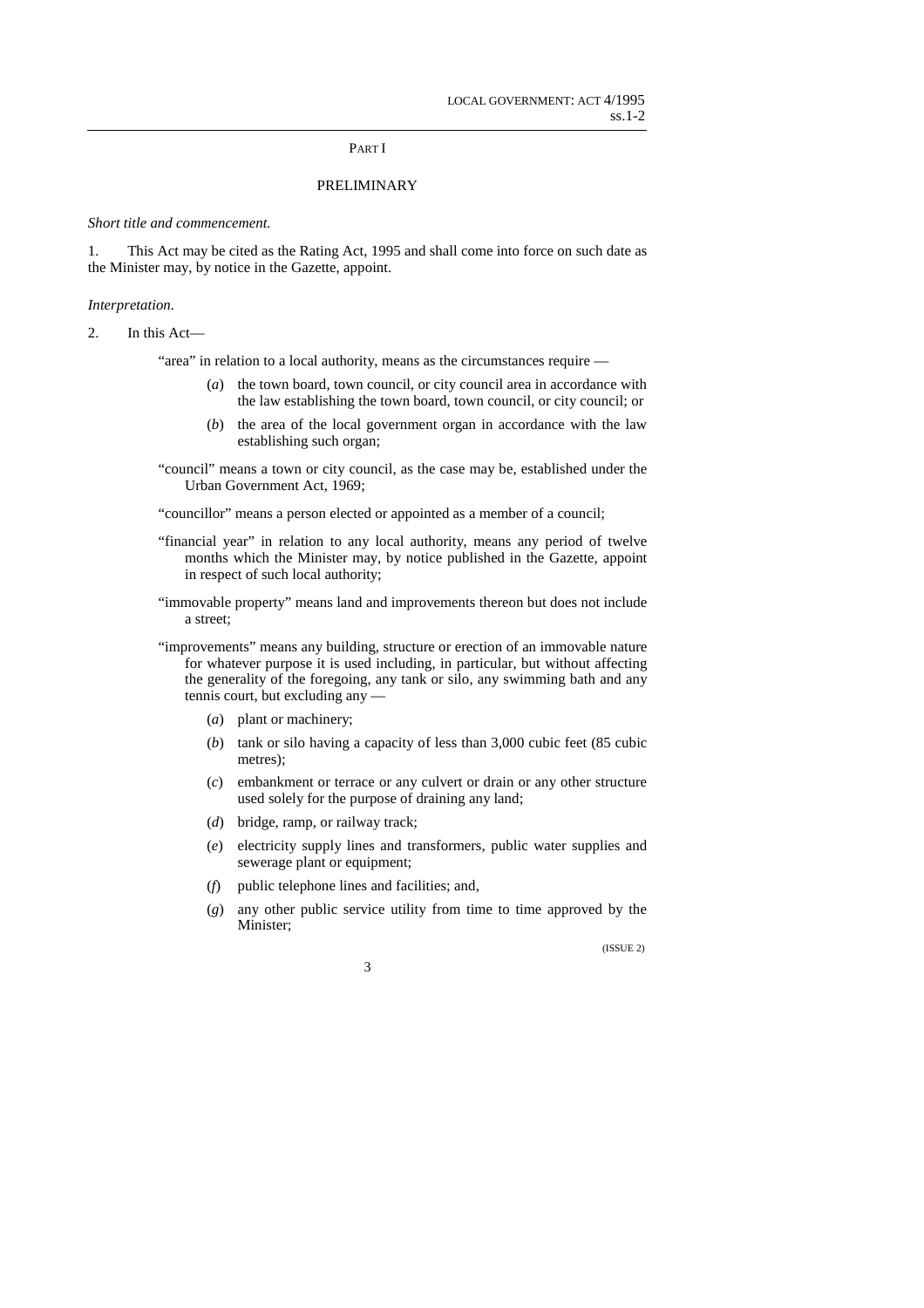## PART I

## PRELIMINARY

*Short title and commencement.*

1. This Act may be cited as the Rating Act, 1995 and shall come into force on such date as the Minister may, by notice in the Gazette, appoint.

*Interpretation.*

2. In this Act—

"area" in relation to a local authority, means as the circumstances require —

(*a*) the town board, town council, or city council area in accordance with the law establishing the town board, town council, or city council; or

(*b*) the area of the local government organ in accordance with the law establishing such organ;

"council" means a town or city council, as the case may be, established under the Urban Government Act, 1969;

"councillor" means a person elected or appointed as a member of a council;

"financial year" in relation to any local authority, means any period of twelve months which the Minister may, by notice published in the Gazette, appoint in respect of such local authority;

"immovable property" means land and improvements thereon but does not include a street;

"improvements" means any building, structure or erection of an immovable nature for whatever purpose it is used including, in particular, but without affecting the generality of the foregoing, any tank or silo, any swimming bath and any tennis court, but excluding any —

(*a*) plant or machinery;

(*b*) tank or silo having a capacity of less than 3,000 cubic feet (85 cubic metres);

(*c*) embankment or terrace or any culvert or drain or any other structure used solely for the purpose of draining any land;

(*d*) bridge, ramp, or railway track;

(*e*) electricity supply lines and transformers, public water supplies and sewerage plant or equipment;

(*f*) public telephone lines and facilities; and,

(*g*) any other public service utility from time to time approved by the Minister;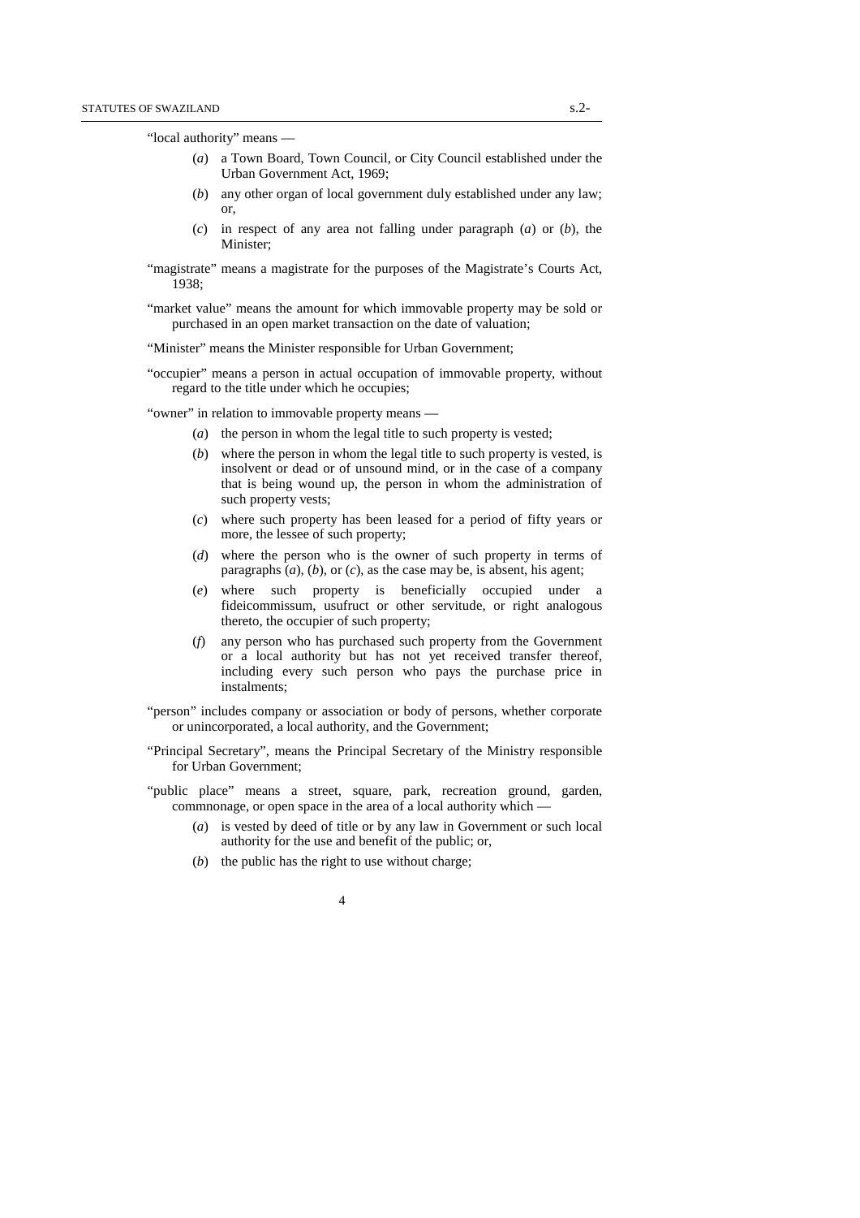"local authority" means —

(*a*) a Town Board, Town Council, or City Council established under the Urban Government Act, 1969;

(*b*) any other organ of local government duly established under any law; or,

(*c*) in respect of any area not falling under paragraph (*a*) or (*b*), the Minister;

"magistrate" means a magistrate for the purposes of the Magistrate's Courts Act, 1938;

"market value" means the amount for which immovable property may be sold or purchased in an open market transaction on the date of valuation;

"Minister" means the Minister responsible for Urban Government;

"occupier" means a person in actual occupation of immovable property, without regard to the title under which he occupies;

"owner" in relation to immovable property means —

(*a*) the person in whom the legal title to such property is vested;

(*b*) where the person in whom the legal title to such property is vested, is insolvent or dead or of unsound mind, or in the case of a company that is being wound up, the person in whom the administration of such property vests;

(*c*) where such property has been leased for a period of fifty years or more, the lessee of such property;

(*d*) where the person who is the owner of such property in terms of paragraphs (*a*), (*b*), or (*c*), as the case may be, is absent, his agent;

(*e*) where such property is beneficially occupied under a fideicommissum, usufruct or other servitude, or right analogous thereto, the occupier of such property;

(*f*) any person who has purchased such property from the Government or a local authority but has not yet received transfer thereof, including every such person who pays the purchase price in instalments;

"person" includes company or association or body of persons, whether corporate or unincorporated, a local authority, and the Government;

"Principal Secretary", means the Principal Secretary of the Ministry responsible for Urban Government;

"public place" means a street, square, park, recreation ground, garden, commnonage, or open space in the area of a local authority which —

(*a*) is vested by deed of title or by any law in Government or such local authority for the use and benefit of the public; or,

(*b*) the public has the right to use without charge;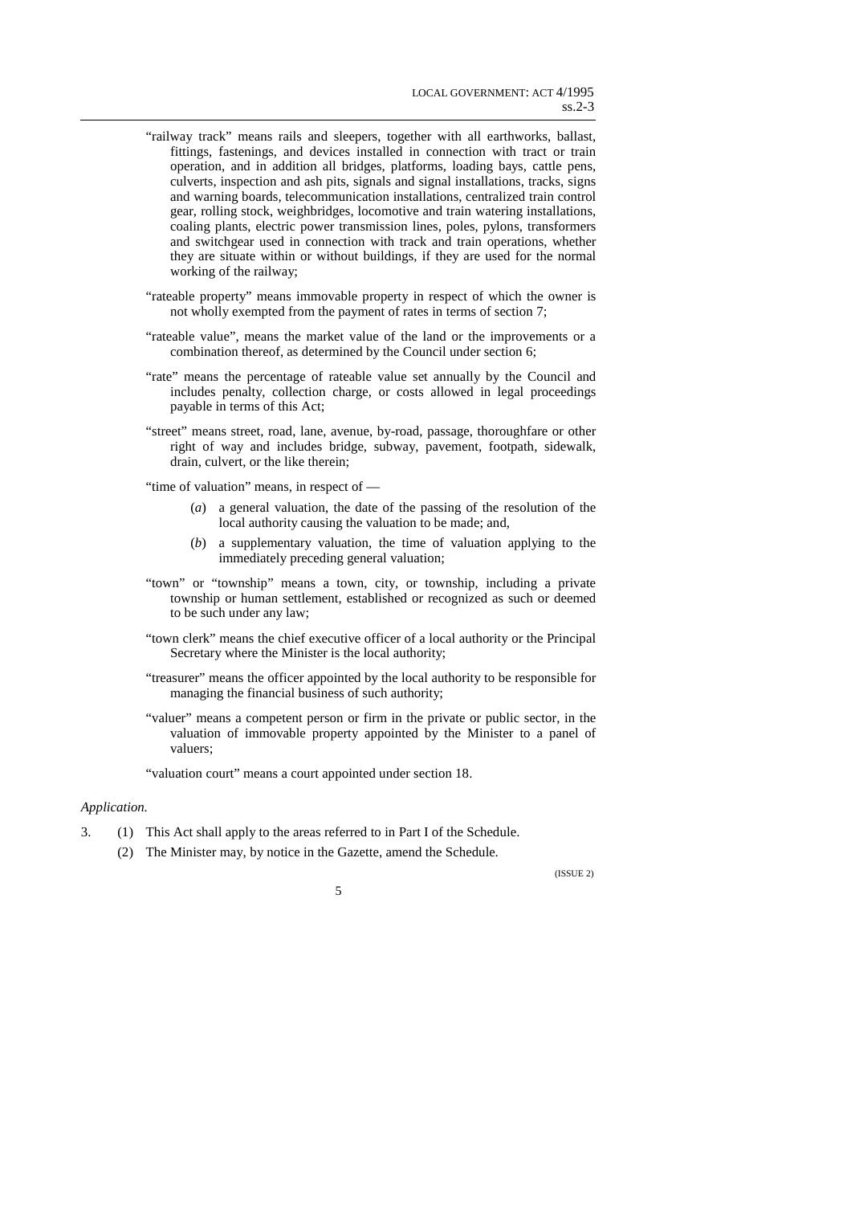"railway track" means rails and sleepers, together with all earthworks, ballast, fittings, fastenings, and devices installed in connection with tact or train operation, and in addition all bridges, platforms, loading bays, cattle pens, culverts, inspection and ash pits, signals and signal installations, tracks, signs and warning boards, telecommunication installations, centralized train control gear, rolling stock, weighbridges, locomotive and train watering installations, coaling plants, electric power transmission lines, poles, pylons, transformers and switchgear used in connection with track and train operations, whether they are situate within or without buildings, if they are used for the normal working of the railway;

"rateable property" means immovable property in respect of which the owner is not wholly exempted from the payment of rates in terms of section 7;

"rateable value", means the market value of the land or the improvements or a combination thereof, as determined by the Council under section 6;

"rate" means the percentage of rateable value set annually by the Council and includes penalty, collection charge, or costs allowed in legal proceedings payable in terms of this Act;

"street" means street, road, lane, avenue, by-road, passage, thoroughfare or other right of way and includes bridge, subway, pavement, footpath, sidewalk, drain, culvert, or the like therein;

"time of valuation" means, in respect of —

(*a*) a general valuation, the date of the passing of the resolution of the local authority causing the valuation to be made; and,

(*b*) a supplementary valuation, the time of valuation applying to the immediately preceding general valuation;

"town" or "township" means a town, city, or township, including a private township or human settlement, established or recognized as such or deemed to be such under any law;

"town clerk" means the chief executive officer of a local authority or the Principal Secretary where the Minister is the local authority;

"treasurer" means the officer appointed by the local authority to be responsible for managing the financial business of such authority;

"valuer" means a competent person or firm in the private or public sector, in the valuation of immovable property appointed by the Minister to a panel of valuers;

"valuation court" means a court appointed under section 18.

*Application.*

3. (1) This Act shall apply to the areas referred to in Part I of the Schedule.

(2) The Minister may, by notice in the Gazette, amend the Schedule.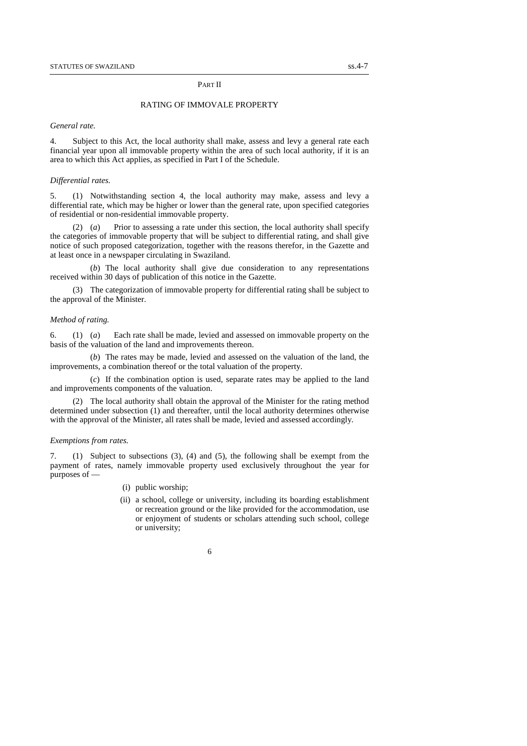PART II

## RATING OF IMMOVALE PROPERTY

*General rate.*

4. Subject to this Act, the local authority shall make, assess and levy a general rate each financial year upon all immovable property within the area of such local authority, if it is an area to which this Act applies, as specified in Part I of the Schedule.

*Differential rates.*

5. (1) Notwithstanding section 4, the local authority may make, assess and levy a differential rate, which may be higher or lower than the general rate, upon specified categories of residential or non-residential immovable property.

(2) (*a*) Prior to assessing a rate under this section, the local authority shall specify the categories of immovable property that will be subject to differential rating, and shall give notice of such proposed categorization, together with the reasons therefor, in the Gazette and at least once in a newspaper circulating in Swaziland.

(*b*) The local authority shall give due consideration to any representations received within 30 days of publication of this notice in the Gazette.

(3) The categorization of immovable property for differential rating shall be subject to the approval of the Minister.

*Method of rating.*

6. (1) (*a*) Each rate shall be made, levied and assessed on immovable property on the basis of the valuation of the land and improvements thereon.

(*b*) The rates may be made, levied and assessed on the valuation of the land, the improvements, a combination thereof or the total valuation of the property.

(*c*) If the combination option is used, separate rates may be applied to the land and improvements components of the valuation.

(2) The local authority shall obtain the approval of the Minister for the rating method determined under subsection (1) and thereafter, until the local authority determines otherwise with the approval of the Minister, all rates shall be made, levied and assessed accordingly.

*Exemptions from rates.*

7. (1) Subject to subsections (3), (4) and (5), the following shall be exempt from the payment of rates, namely immovable property used exclusively throughout the year for purposes of —

(i) public worship;

(ii) a school, college or university, including its boarding establishment or recreation ground or the like provided for the accommodation, use or enjoyment of students or scholars attending such school, college or university;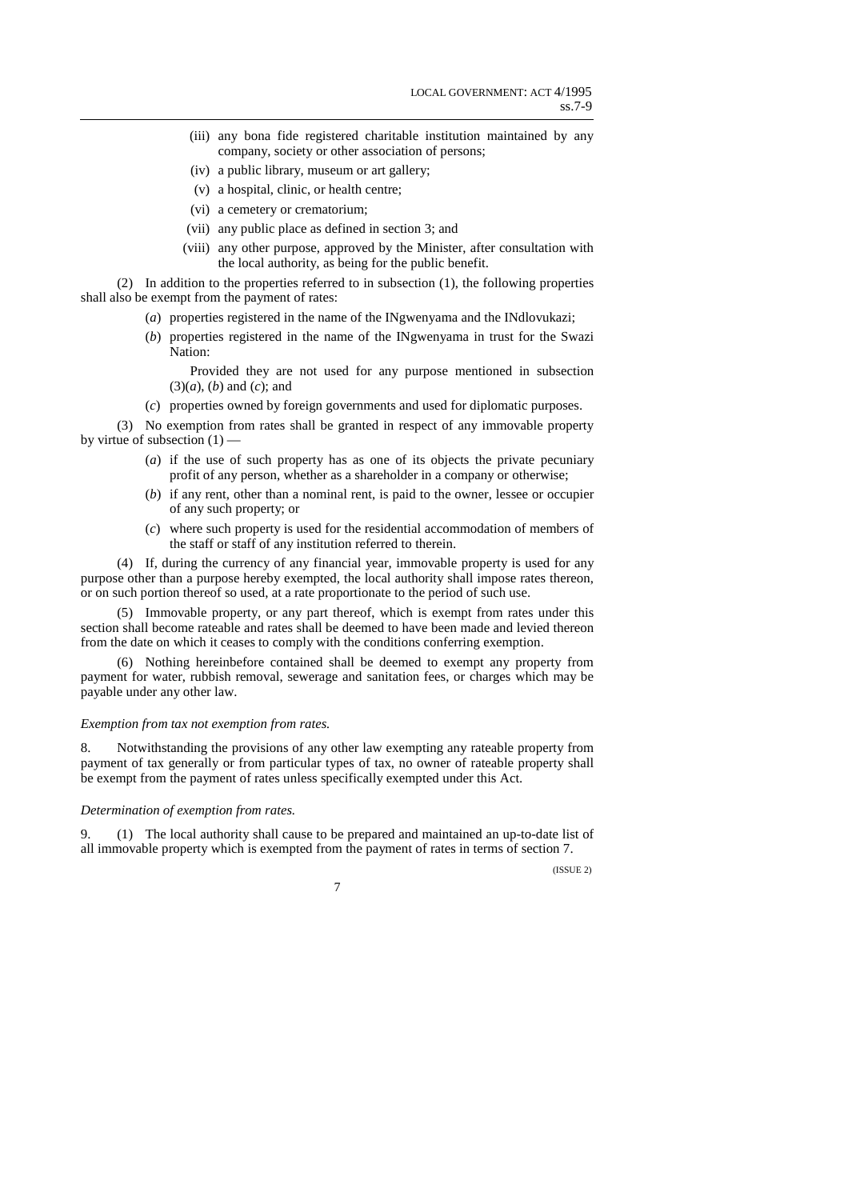(iii) any bona fide registered charitable institution maintained by any company, society or other association of persons;

(iv) a public library, museum or art gallery;

(v) a hospital, clinic, or health centre;

(vi) a cemetery or crematorium;

(vii) any public place as defined in section 3; and

(viii) any other purpose, approved by the Minister, after consultation with the local authority, as being for the public benefit.

(2) In addition to the properties referred to in subsection (1), the following properties shall also be exempt from the payment of rates:

(*a*) properties registered in the name of the INgwenyama and the INdlovukazi;

(*b*) properties registered in the name of the INgwenyama in trust for the Swazi Nation:

Provided they are not used for any purpose mentioned in subsection (3)(*a*), (*b*) and (*c*); and

(*c*) properties owned by foreign governments and used for diplomatic purposes.

(3) No exemption from rates shall be granted in respect of any immovable property by virtue of subsection (1) —

(*a*) if the use of such property has as one of its objects the private pecuniary profit of any person, whether as a shareholder in a company or otherwise;

(*b*) if any rent, other than a nominal rent, is paid to the owner, lessee or occupier of any such property; or

(*c*) where such property is used for the residential accommodation of members of the staff or staff of any institution referred to therein.

(4) If, during the currency of any financial year, immovable property is used for any purpose other than a purpose hereby exempted, the local authority shall impose rates thereon, or on such portion thereof so used, at a rate proportionate to the period of such use.

(5) Immovable property, or any part thereof, which is exempt from rates under this section shall become rateable and rates shall be deemed to have been made and levied thereon from the date on which it ceases to comply with the conditions conferring exemption.

(6) Nothing hereinbefore contained shall be deemed to exempt any property from payment for water, rubbish removal, sewerage and sanitation fees, or charges which may be payable under any other law.

*Exemption from tax not exemption from rates.*

8. Notwithstanding the provisions of any other law exempting any rateable property from payment of tax generally or from particular types of tax, no owner of rateable property shall be exempt from the payment of rates unless specifically exempted under this Act.

*Determination of exemption from rates.*

9. (1) The local authority shall cause to be prepared and maintained an up-to-date list of all immovable property which is exempted from the payment of rates in terms of section 7.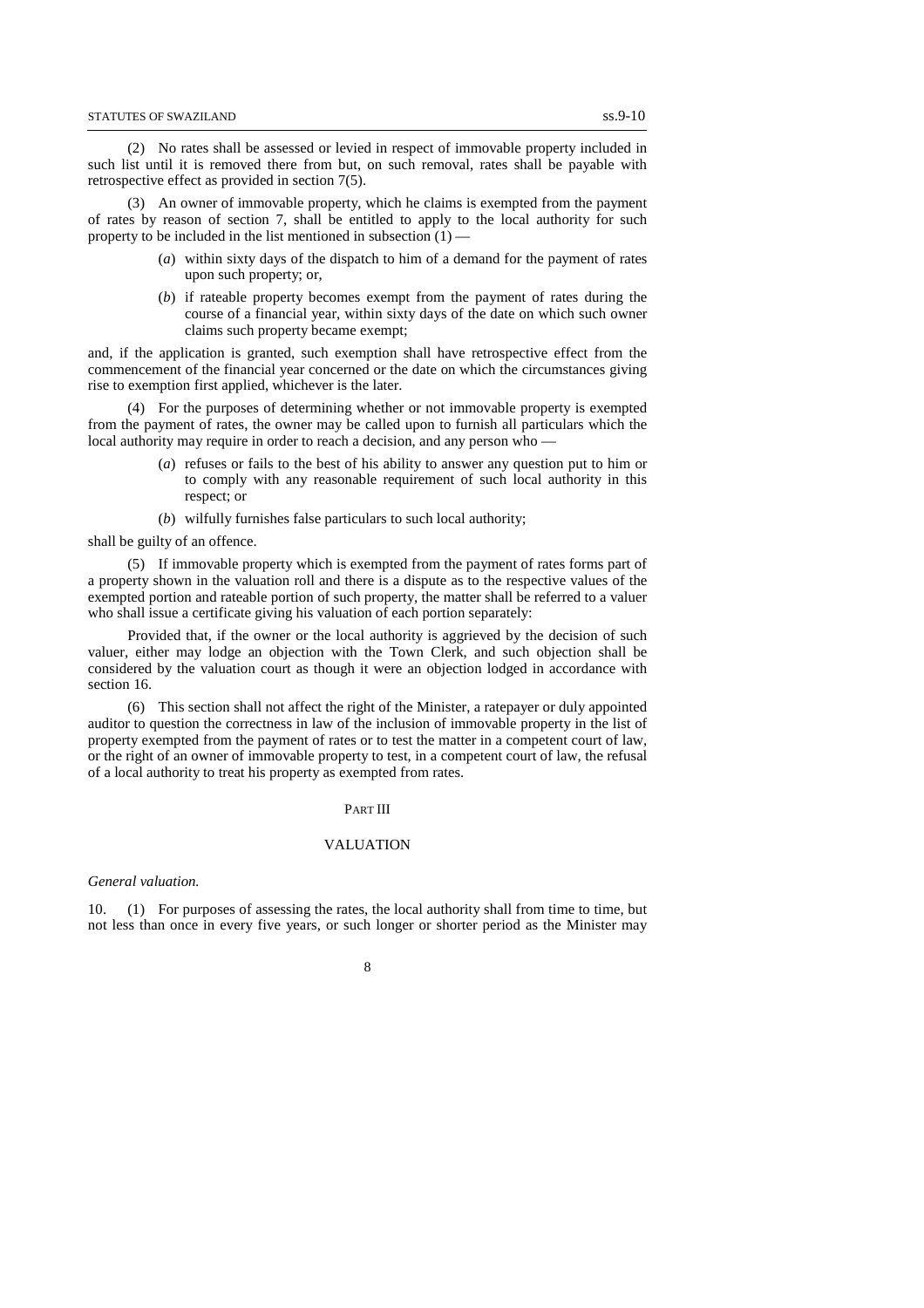(2) No rates shall be assessed or levied in respect of immovable property included in such list until it is removed there from but, on such removal, rates shall be payable with retrospective effect as provided in section 7(5).

(3) An owner of immovable property, which he claims is exempted from the payment of rates by reason of section 7, shall be entitled to apply to the local authority for such property to be included in the list mentioned in subsection (1) —

(*a*) within sixty days of the dispatch to him of a demand for the payment of rates upon such property; or,

(*b*) if rateable property becomes exempt from the payment of rates during the course of a financial year, within sixty days of the date on which such owner claims such property became exempt;

and, if the application is granted, such exemption shall have retrospective effect from the commencement of the financial year concerned or the date on which the circumstances giving rise to exemption first applied, whichever is the later.

(4) For the purposes of determining whether or not immovable property is exempted from the payment of rates, the owner may be called upon to furnish all particulars which the local authority may require in order to reach a decision, and any person who —

(*a*) refuses or fails to the best of his ability to answer any question put to him or to comply with any reasonable requirement of such local authority in this respect; or

(*b*) wilfully furnishes false particulars to such local authority;

shall be guilty of an offence.

(5) If immovable property which is exempted from the payment of rates forms part of a property shown in the valuation roll and there is a dispute as to the respective values of the exempted portion and rateable portion of such property, the matter shall be referred to a valuer who shall issue a certificate giving his valuation of each portion separately:

Provided that, if the owner or the local authority is aggrieved by the decision of such valuer, either may lodge an objection with the Town Clerk, and such objection shall be considered by the valuation court as though it were an objection lodged in accordance with section 16.

(6) This section shall not affect the right of the Minister, a ratepayer or duly appointed auditor to question the correctness in law of the inclusion of immovable property in the list of property exempted from the payment of rates or to test the matter in a competent court of law, or the right of an owner of immovable property to test, in a competent court of law, the refusal of a local authority to treat his property as exempted from rates.

## PART III

## VALUATION

*General valuation.*

10. (1) For purposes of assessing the rates, the local authority shall from time to time, but not less than once in every five years, or such longer or shorter period as the Minister may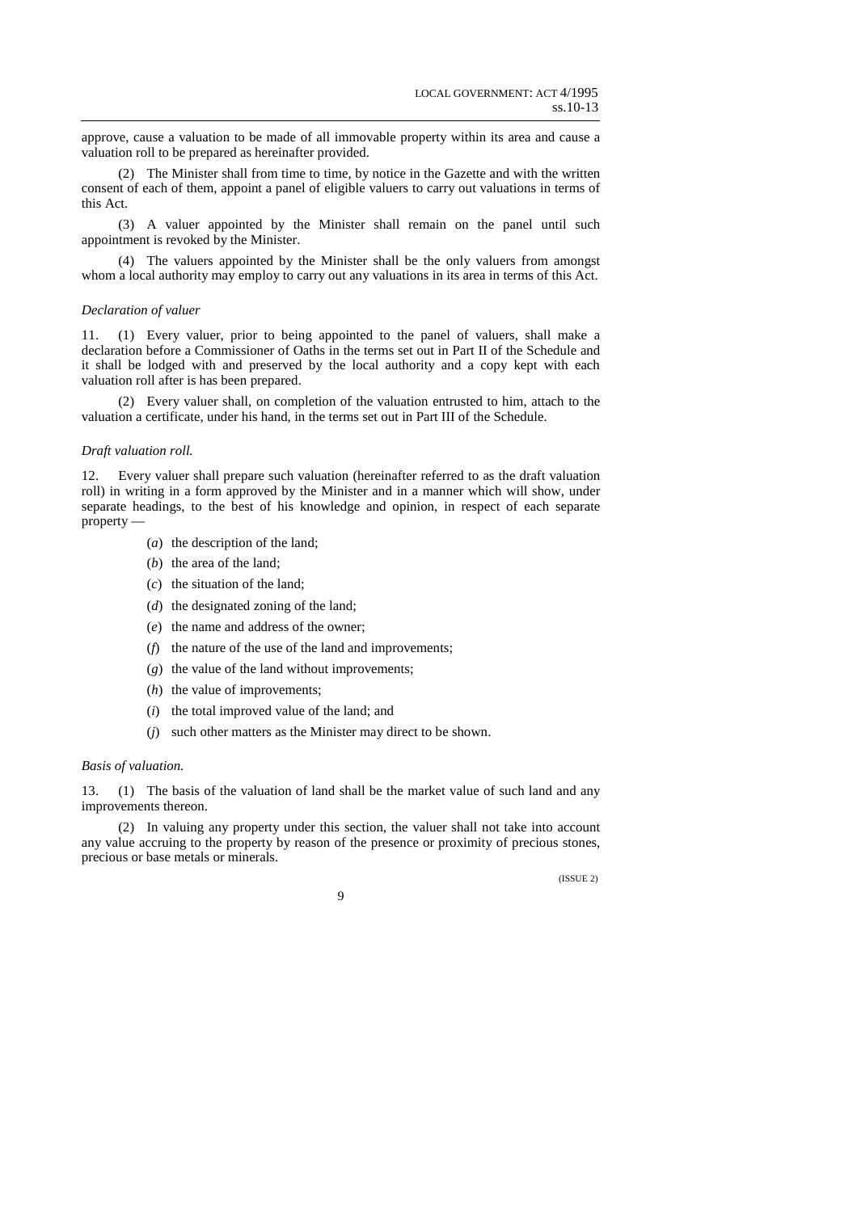approve, cause a valuation to be made of all immovable property within its area and cause a valuation roll to be prepared as hereinafter provided.

(2) The Minister shall from time to time, by notice in the Gazette and with the written consent of each of them, appoint a panel of eligible valuers to carry out valuations in terms of this Act.

(3) A valuer appointed by the Minister shall remain on the panel until such appointment is revoked by the Minister.

(4) The valuers appointed by the Minister shall be the only valuers from amongst whom a local authority may employ to carry out any valuations in its area in terms of this Act.

*Declaration of valuer*

11. (1) Every valuer, prior to being appointed to the panel of valuers, shall make a declaration before a Commissioner of Oaths in the terms set out in Part II of the Schedule and it shall be lodged with and preserved by the local authority and a copy kept with each valuation roll after is has been prepared.

(2) Every valuer shall, on completion of the valuation entrusted to him, attach to the valuation a certificate, under his hand, in the terms set out in Part III of the Schedule.

*Draft valuation roll.*

12. Every valuer shall prepare such valuation (hereinafter referred to as the draft valuation roll) in writing in a form approved by the Minister and in a manner which will show, under separate headings, to the best of his knowledge and opinion, in respect of each separate property —

(*a*) the description of the land;

(*b*) the area of the land;

(*c*) the situation of the land;

(*d*) the designated zoning of the land;

(*e*) the name and address of the owner;

(*f*) the nature of the use of the land and improvements;

(*g*) the value of the land without improvements;

(*h*) the value of improvements;

(*i*) the total improved value of the land; and

(*j*) such other matters as the Minister may direct to be shown.

*Basis of valuation.*

13. (1) The basis of the valuation of land shall be the market value of such land and any improvements thereon.

(2) In valuing any property under this section, the valuer shall not take into account any value accruing to the property by reason of the presence or proximity of precious stones, precious or base metals or minerals.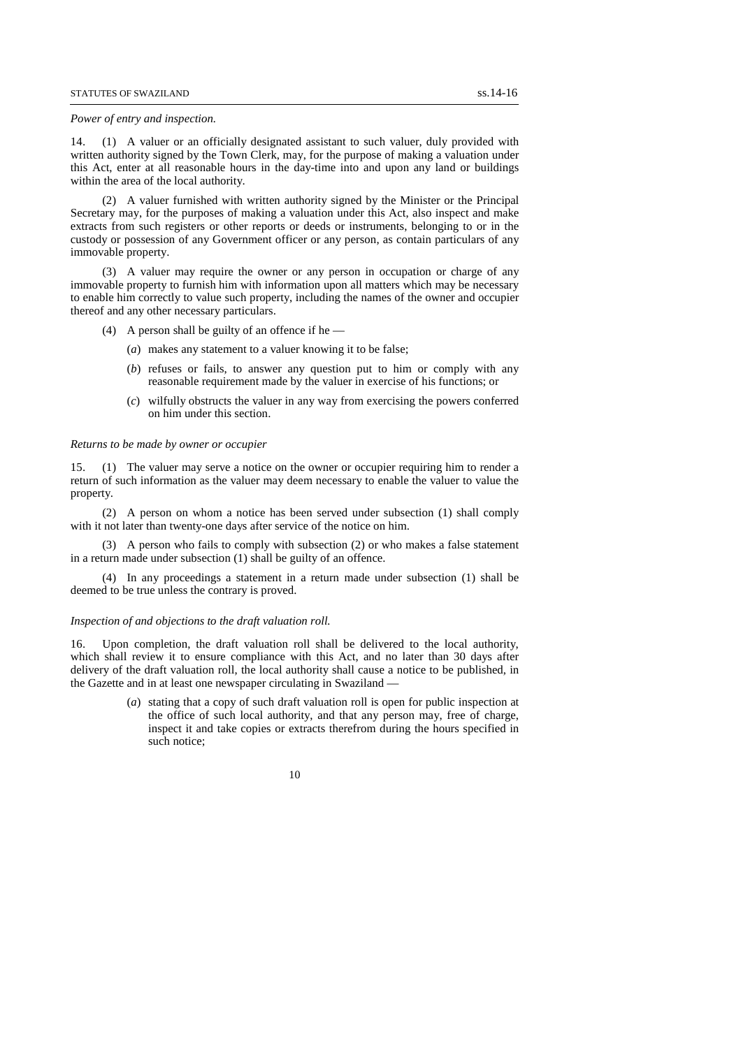*Power of entry and inspection.*

14. (1) A valuer or an officially designated assistant to such valuer, duly provided with written authority signed by the Town Clerk, may, for the purpose of making a valuation under this Act, enter at all reasonable hours in the day-time into and upon any land or buildings within the area of the local authority.

(2) A valuer furnished with written authority signed by the Minister or the Principal Secretary may, for the purposes of making a valuation under this Act, also inspect and make extracts from such registers or other reports or deeds or instruments, belonging to or in the custody or possession of any Government officer or any person, as contain particulars of any immovable property.

(3) A valuer may require the owner or any person in occupation or charge of any immovable property to furnish him with information upon all matters which may be necessary to enable him correctly to value such property, including the names of the owner and occupier thereof and any other necessary particulars.

(4) A person shall be guilty of an offence if he —

(*a*) makes any statement to a valuer knowing it to be false;

(*b*) refuses or fails, to answer any question put to him or comply with any reasonable requirement made by the valuer in exercise of his functions; or

(*c*) wilfully obstructs the valuer in any way from exercising the powers conferred on him under this section.

*Returns to be made by owner or occupier*

15. (1) The valuer may serve a notice on the owner or occupier requiring him to render a return of such information as the valuer may deem necessary to enable the valuer to value the property.

(2) A person on whom a notice has been served under subsection (1) shall comply with it not later than twenty-one days after service of the notice on him.

(3) A person who fails to comply with subsection (2) or who makes a false statement in a return made under subsection (1) shall be guilty of an offence.

(4) In any proceedings a statement in a return made under subsection (1) shall be deemed to be true unless the contrary is proved.

*Inspection of and objections to the draft valuation roll.*

16. Upon completion, the draft valuation roll shall be delivered to the local authority, which shall review it to ensure compliance with this Act, and no later than 30 days after delivery of the draft valuation roll, the local authority shall cause a notice to be published, in the Gazette and in at least one newspaper circulating in Swaziland —

(*a*) stating that a copy of such draft valuation roll is open for public inspection at the office of such local authority, and that any person may, free of charge, inspect it and take copies or extracts therefrom during the hours specified in such notice;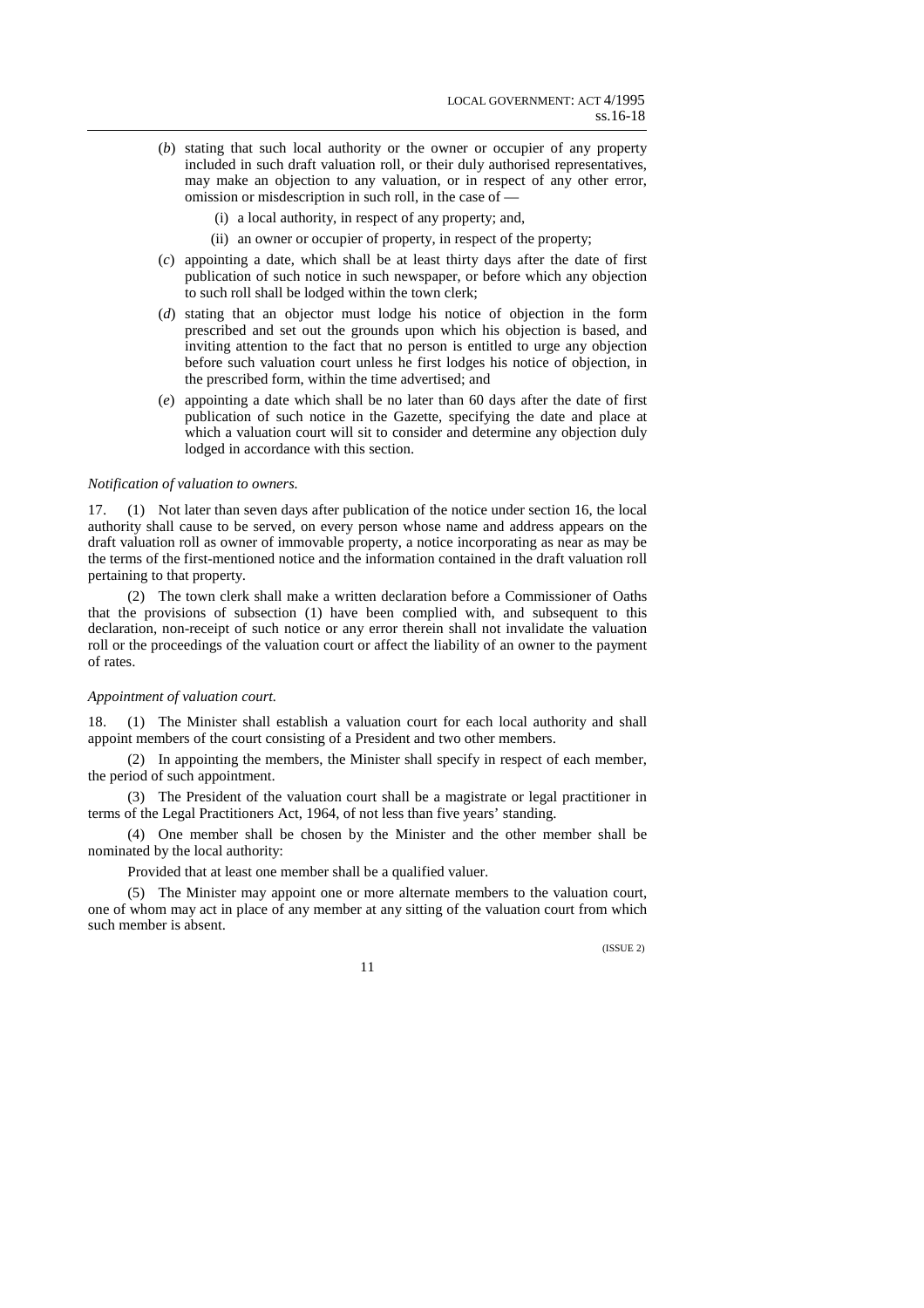(*b*) stating that such local authority or the owner or occupier of any property included in such draft valuation roll, or their duly authorised representatives, may make an objection to any valuation, or in respect of any other error, omission or misdescription in such roll, in the case of —

(i) a local authority, in respect of any property; and,

(ii) an owner or occupier of property, in respect of the property;

(*c*) appointing a date, which shall be at least thirty days after the date of first publication of such notice in such newspaper, or before which any objection to such roll shall be lodged within the town clerk;

(*d*) stating that an objector must lodge his notice of objection in the form prescribed and set out the grounds upon which his objection is based, and inviting attention to the fact that no person is entitled to urge any objection before such valuation court unless he first lodges his notice of objection, in the prescribed form, within the time advertised; and

(*e*) appointing a date which shall be no later than 60 days after the date of first publication of such notice in the Gazette, specifying the date and place at which a valuation court will sit to consider and determine any objection duly lodged in accordance with this section.

*Notification of valuation to owners.*

17. (1) Not later than seven days after publication of the notice under section 16, the local authority shall cause to be served, on every person whose name and address appears on the draft valuation roll as owner of immovable property, a notice incorporating as near as may be the terms of the first-mentioned notice and the information contained in the draft valuation roll pertaining to that property.

(2) The town clerk shall make a written declaration before a Commissioner of Oaths that the provisions of subsection (1) have been complied with, and subsequent to this declaration, non-receipt of such notice or any error therein shall not invalidate the valuation roll or the proceedings of the valuation court or affect the liability of an owner to the payment of rates.

*Appointment of valuation court.*

18. (1) The Minister shall establish a valuation court for each local authority and shall appoint members of the court consisting of a President and two other members.

(2) In appointing the members, the Minister shall specify in respect of each member, the period of such appointment.

(3) The President of the valuation court shall be a magistrate or legal practitioner in terms of the Legal Practitioners Act, 1964, of not less than five years' standing.

(4) One member shall be chosen by the Minister and the other member shall be nominated by the local authority:

Provided that at least one member shall be a qualified valuer.

(5) The Minister may appoint one or more alternate members to the valuation court, one of whom may act in place of any member at any sitting of the valuation court from which such member is absent.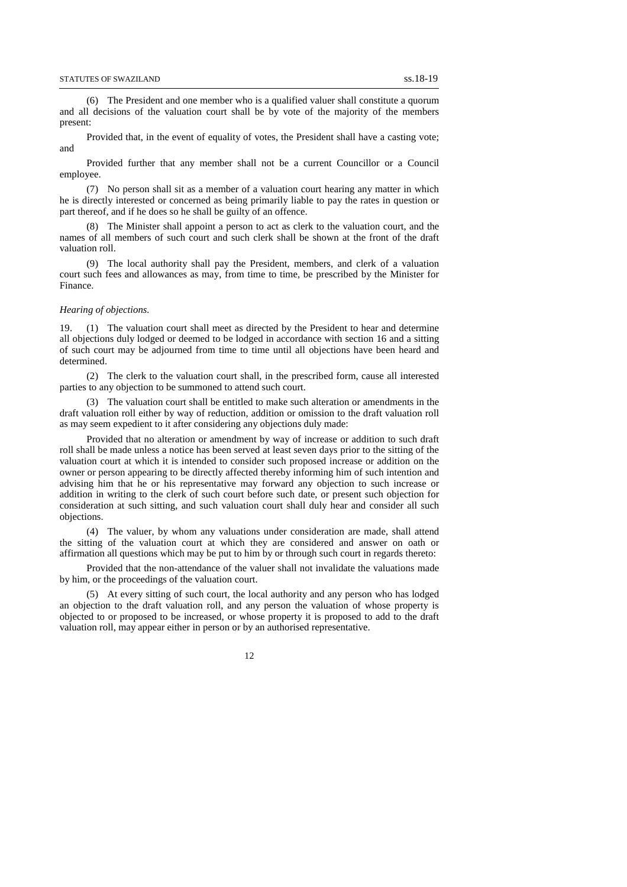(6) The President and one member who is a qualified valuer shall constitute a quorum and all decisions of the valuation court shall be by vote of the majority of the members present:

Provided that, in the event of equality of votes, the President shall have a casting vote; and

Provided further that any member shall not be a current Councillor or a Council employee.

(7) No person shall sit as a member of a valuation court hearing any matter in which he is directly interested or concerned as being primarily liable to pay the rates in question or part thereof, and if he does so he shall be guilty of an offence.

(8) The Minister shall appoint a person to act as clerk to the valuation court, and the names of all members of such court and such clerk shall be shown at the front of the draft valuation roll.

(9) The local authority shall pay the President, members, and clerk of a valuation court such fees and allowances as may, from time to time, be prescribed by the Minister for Finance.

*Hearing of objections.*

19. (1) The valuation court shall meet as directed by the President to hear and determine all objections duly lodged or deemed to be lodged in accordance with section 16 and a sitting of such court may be adjourned from time to time until all objections have been heard and determined.

(2) The clerk to the valuation court shall, in the prescribed form, cause all interested parties to any objection to be summoned to attend such court.

(3) The valuation court shall be entitled to make such alteration or amendments in the draft valuation roll either by way of reduction, addition or omission to the draft valuation roll as may seem expedient to it after considering any objections duly made:

Provided that no alteration or amendment by way of increase or addition to such draft roll shall be made unless a notice has been served at least seven days prior to the sitting of the valuation court at which it is intended to consider such proposed increase or addition on the owner or person appearing to be directly affected thereby informing him of such intention and advising him that he or his representative may forward any objection to such increase or addition in writing to the clerk of such court before such date, or present such objection for consideration at such sitting, and such valuation court shall duly hear and consider all such objections.

(4) The valuer, by whom any valuations under consideration are made, shall attend the sitting of the valuation court at which they are considered and answer on oath or affirmation all questions which may be put to him by or through such court in regards thereto:

Provided that the non-attendance of the valuer shall not invalidate the valuations made by him, or the proceedings of the valuation court.

(5) At every sitting of such court, the local authority and any person who has lodged an objection to the draft valuation roll, and any person the valuation of whose property is objected to or proposed to be increased, or whose property it is proposed to add to the draft valuation roll, may appear either in person or by an authorised representative.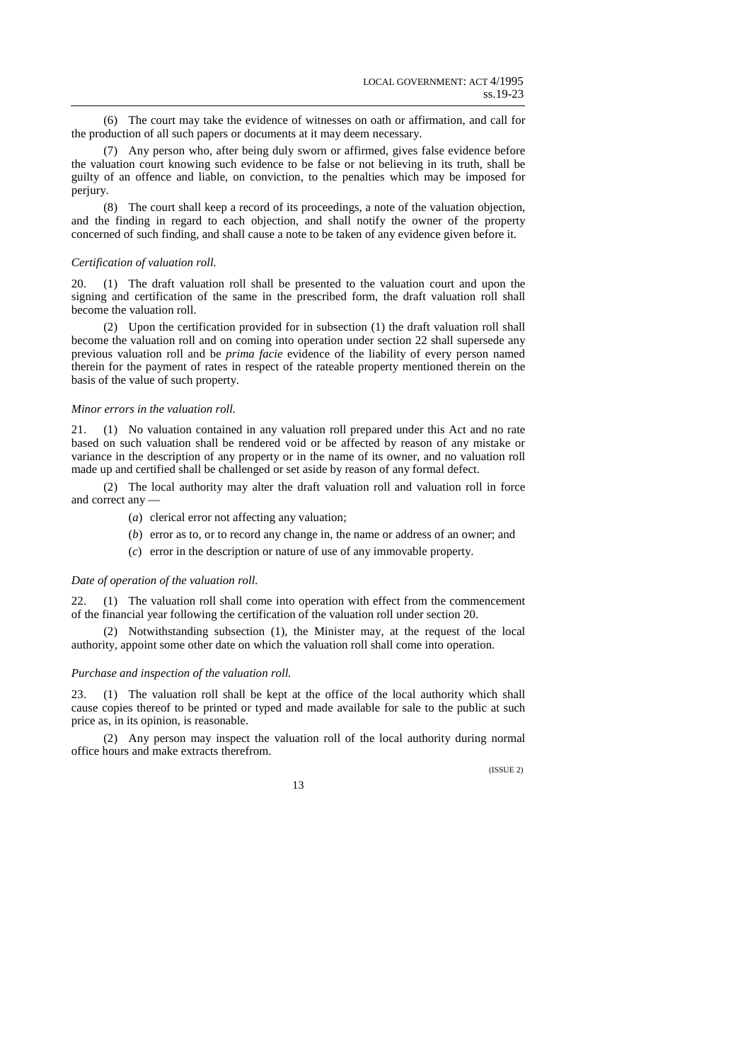(6) The court may take the evidence of witnesses on oath or affirmation, and call for the production of all such papers or documents at it may deem necessary.

(7) Any person who, after being duly sworn or affirmed, gives false evidence before the valuation court knowing such evidence to be false or not believing in its truth, shall be guilty of an offence and liable, on conviction, to the penalties which may be imposed for perjury.

(8) The court shall keep a record of its proceedings, a note of the valuation objection, and the finding in regard to each objection, and shall notify the owner of the property concerned of such finding, and shall cause a note to be taken of any evidence given before it.

*Certification of valuation roll.*

20. (1) The draft valuation roll shall be presented to the valuation court and upon the signing and certification of the same in the prescribed form, the draft valuation roll shall become the valuation roll.

(2) Upon the certification provided for in subsection (1) the draft valuation roll shall become the valuation roll and on coming into operation under section 22 shall supersede any previous valuation roll and be *prima facie* evidence of the liability of every person named therein for the payment of rates in respect of the rateable property mentioned therein on the basis of the value of such property.

*Minor errors in the valuation roll.*

21. (1) No valuation contained in any valuation roll prepared under this Act and no rate based on such valuation shall be rendered void or be affected by reason of any mistake or variance in the description of any property or in the name of its owner, and no valuation roll made up and certified shall be challenged or set aside by reason of any formal defect.

(2) The local authority may alter the draft valuation roll and valuation roll in force and correct any —

(*a*) clerical error not affecting any valuation;

(*b*) error as to, or to record any change in, the name or address of an owner; and

(*c*) error in the description or nature of use of any immovable property.

*Date of operation of the valuation roll.*

22. (1) The valuation roll shall come into operation with effect from the commencement of the financial year following the certification of the valuation roll under section 20.

(2) Notwithstanding subsection (1), the Minister may, at the request of the local authority, appoint some other date on which the valuation roll shall come into operation.

*Purchase and inspection of the valuation roll.*

23. (1) The valuation roll shall be kept at the office of the local authority which shall cause copies thereof to be printed or typed and made available for sale to the public at such price as, in its opinion, is reasonable.

(2) Any person may inspect the valuation roll of the local authority during normal office hours and make extracts therefrom.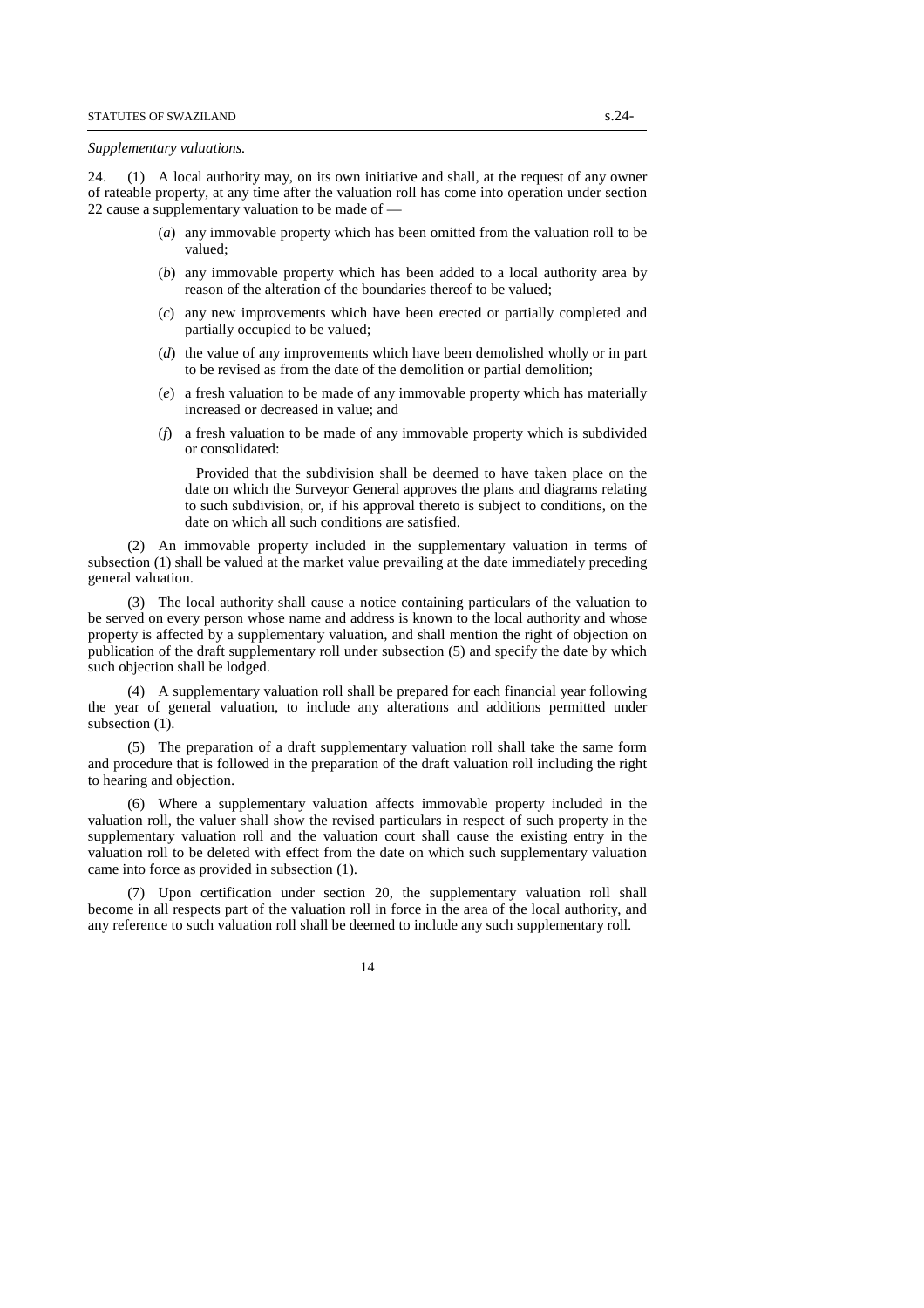*Supplementary valuations.*

24. (1) A local authority may, on its own initiative and shall, at the request of any owner of rateable property, at any time after the valuation roll has come into operation under section 22 cause a supplementary valuation to be made of —

- (*a*) any immovable property which has been omitted from the valuation roll to be valued;
- (*b*) any immovable property which has been added to a local authority area by reason of the alteration of the boundaries thereof to be valued;
- (*c*) any new improvements which have been erected or partially completed and partially occupied to be valued;
- (*d*) the value of any improvements which have been demolished wholly or in part to be revised as from the date of the demolition or partial demolition;
- (*e*) a fresh valuation to be made of any immovable property which has materially increased or decreased in value; and
- (*f*) a fresh valuation to be made of any immovable property which is subdivided or consolidated:

  Provided that the subdivision shall be deemed to have taken place on the date on which the Surveyor General approves the plans and diagrams relating to such subdivision, or, if his approval thereto is subject to conditions, on the date on which all such conditions are satisfied.

(2) An immovable property included in the supplementary valuation in terms of subsection (1) shall be valued at the market value prevailing at the date immediately preceding general valuation.

(3) The local authority shall cause a notice containing particulars of the valuation to be served on every person whose name and address is known to the local authority and whose property is affected by a supplementary valuation, and shall mention the right of objection on publication of the draft supplementary roll under subsection (5) and specify the date by which such objection shall be lodged.

(4) A supplementary valuation roll shall be prepared for each financial year following the year of general valuation, to include any alterations and additions permitted under subsection (1).

(5) The preparation of a draft supplementary valuation roll shall take the same form and procedure that is followed in the preparation of the draft valuation roll including the right to hearing and objection.

(6) Where a supplementary valuation affects immovable property included in the valuation roll, the valuer shall show the revised particulars in respect of such property in the supplementary valuation roll and the valuation court shall cause the existing entry in the valuation roll to be deleted with effect from the date on which such supplementary valuation came into force as provided in subsection (1).

(7) Upon certification under section 20, the supplementary valuation roll shall become in all respects part of the valuation roll in force in the area of the local authority, and any reference to such valuation roll shall be deemed to include any such supplementary roll.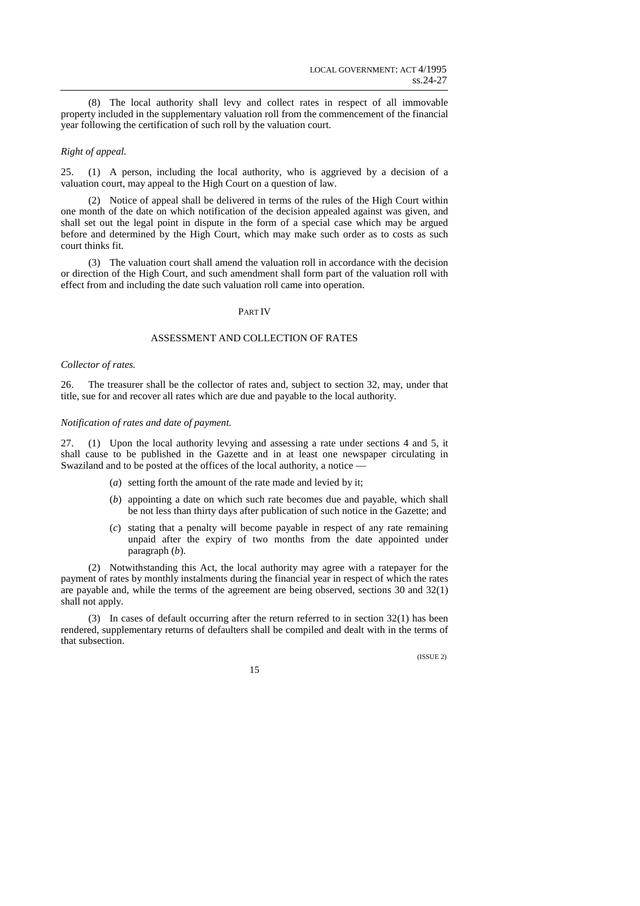(8) The local authority shall levy and collect rates in respect of all immovable property included in the supplementary valuation roll from the commencement of the financial year following the certification of such roll by the valuation court.

*Right of appeal.*

25. (1) A person, including the local authority, who is aggrieved by a decision of a valuation court, may appeal to the High Court on a question of law.

(2) Notice of appeal shall be delivered in terms of the rules of the High Court within one month of the date on which notification of the decision appealed against was given, and shall set out the legal point in dispute in the form of a special case which may be argued before and determined by the High Court, which may make such order as to costs as such court thinks fit.

(3) The valuation court shall amend the valuation roll in accordance with the decision or direction of the High Court, and such amendment shall form part of the valuation roll with effect from and including the date such valuation roll came into operation.

## PART IV

## ASSESSMENT AND COLLECTION OF RATES

*Collector of rates.*

26. The treasurer shall be the collector of rates and, subject to section 32, may, under that title, sue for and recover all rates which are due and payable to the local authority.

*Notification of rates and date of payment.*

27. (1) Upon the local authority levying and assessing a rate under sections 4 and 5, it shall cause to be published in the Gazette and in at least one newspaper circulating in Swaziland and to be posted at the offices of the local authority, a notice —

- (*a*) setting forth the amount of the rate made and levied by it;
- (*b*) appointing a date on which such rate becomes due and payable, which shall be not less than thirty days after publication of such notice in the Gazette; and
- (*c*) stating that a penalty will become payable in respect of any rate remaining unpaid after the expiry of two months from the date appointed under paragraph (*b*).

(2) Notwithstanding this Act, the local authority may agree with a ratepayer for the payment of rates by monthly instalments during the financial year in respect of which the rates are payable and, while the terms of the agreement are being observed, sections 30 and 32(1) shall not apply.

(3) In cases of default occurring after the return referred to in section 32(1) has been rendered, supplementary returns of defaulters shall be compiled and dealt with in the terms of that subsection.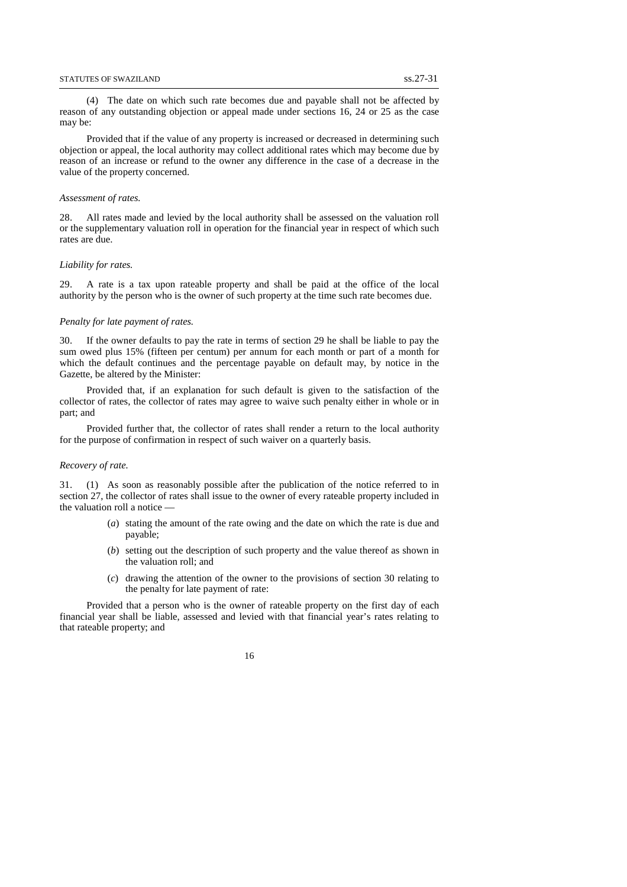(4) The date on which such rate becomes due and payable shall not be affected by reason of any outstanding objection or appeal made under sections 16, 24 or 25 as the case may be:

Provided that if the value of any property is increased or decreased in determining such objection or appeal, the local authority may collect additional rates which may become due by reason of an increase or refund to the owner any difference in the case of a decrease in the value of the property concerned.

*Assessment of rates.*

28. All rates made and levied by the local authority shall be assessed on the valuation roll or the supplementary valuation roll in operation for the financial year in respect of which such rates are due.

*Liability for rates.*

29. A rate is a tax upon rateable property and shall be paid at the office of the local authority by the person who is the owner of such property at the time such rate becomes due.

*Penalty for late payment of rates.*

30. If the owner defaults to pay the rate in terms of section 29 he shall be liable to pay the sum owed plus 15% (fifteen per centum) per annum for each month or part of a month for which the default continues and the percentage payable on default may, by notice in the Gazette, be altered by the Minister:

Provided that, if an explanation for such default is given to the satisfaction of the collector of rates, the collector of rates may agree to waive such penalty either in whole or in part; and

Provided further that, the collector of rates shall render a return to the local authority for the purpose of confirmation in respect of such waiver on a quarterly basis.

*Recovery of rate.*

31. (1) As soon as reasonably possible after the publication of the notice referred to in section 27, the collector of rates shall issue to the owner of every rateable property included in the valuation roll a notice —

(*a*) stating the amount of the rate owing and the date on which the rate is due and payable;

(*b*) setting out the description of such property and the value thereof as shown in the valuation roll; and

(*c*) drawing the attention of the owner to the provisions of section 30 relating to the penalty for late payment of rate:

Provided that a person who is the owner of rateable property on the first day of each financial year shall be liable, assessed and levied with that financial year's rates relating to that rateable property; and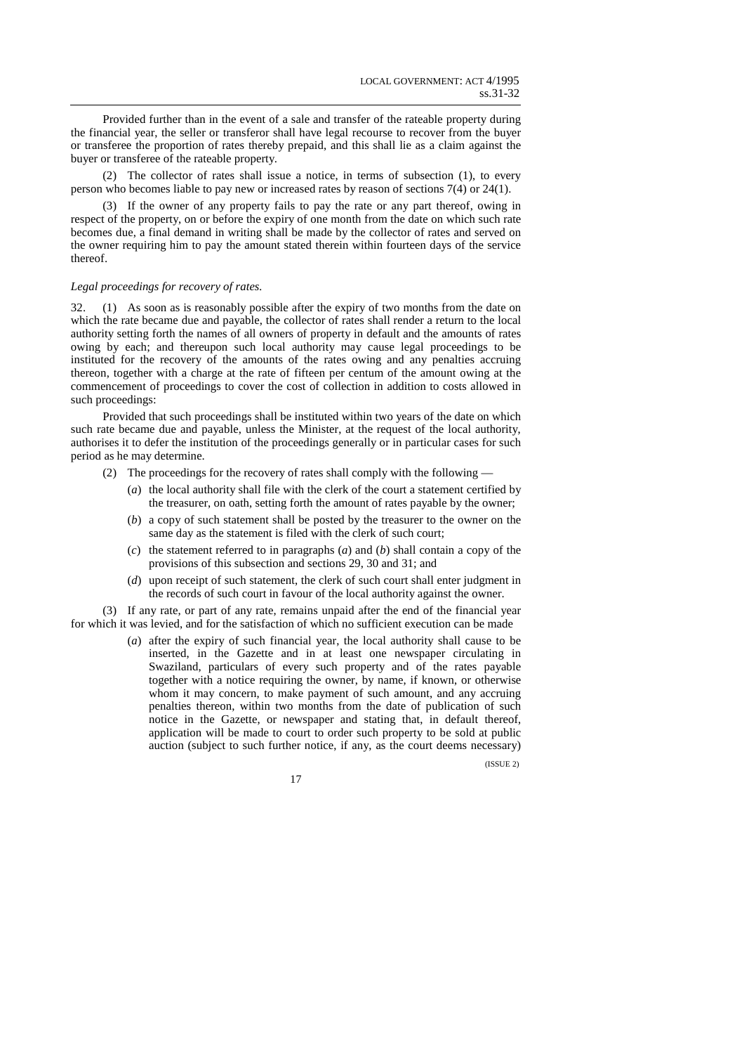Provided further than in the event of a sale and transfer of the rateable property during the financial year, the seller or transferor shall have legal recourse to recover from the buyer or transferee the proportion of rates thereby prepaid, and this shall lie as a claim against the buyer or transferee of the rateable property.

(2) The collector of rates shall issue a notice, in terms of subsection (1), to every person who becomes liable to pay new or increased rates by reason of sections 7(4) or 24(1).

(3) If the owner of any property fails to pay the rate or any part thereof, owing in respect of the property, on or before the expiry of one month from the date on which such rate becomes due, a final demand in writing shall be made by the collector of rates and served on the owner requiring him to pay the amount stated therein within fourteen days of the service thereof.

*Legal proceedings for recovery of rates.*

32. (1) As soon as is reasonably possible after the expiry of two months from the date on which the rate became due and payable, the collector of rates shall render a return to the local authority setting forth the names of all owners of property in default and the amounts of rates owing by each; and thereupon such local authority may cause legal proceedings to be instituted for the recovery of the amounts of the rates owing and any penalties accruing thereon, together with a charge at the rate of fifteen per centum of the amount owing at the commencement of proceedings to cover the cost of collection in addition to costs allowed in such proceedings:

Provided that such proceedings shall be instituted within two years of the date on which such rate became due and payable, unless the Minister, at the request of the local authority, authorises it to defer the institution of the proceedings generally or in particular cases for such period as he may determine.

(2) The proceedings for the recovery of rates shall comply with the following —

(*a*) the local authority shall file with the clerk of the court a statement certified by the treasurer, on oath, setting forth the amount of rates payable by the owner;

(*b*) a copy of such statement shall be posted by the treasurer to the owner on the same day as the statement is filed with the clerk of such court;

(*c*) the statement referred to in paragraphs (*a*) and (*b*) shall contain a copy of the provisions of this subsection and sections 29, 30 and 31; and

(*d*) upon receipt of such statement, the clerk of such court shall enter judgment in the records of such court in favour of the local authority against the owner.

(3) If any rate, or part of any rate, remains unpaid after the end of the financial year for which it was levied, and for the satisfaction of which no sufficient execution can be made

(*a*) after the expiry of such financial year, the local authority shall cause to be inserted, in the Gazette and in at least one newspaper circulating in Swaziland, particulars of every such property and of the rates payable together with a notice requiring the owner, by name, if known, or otherwise whom it may concern, to make payment of such amount, and any accruing penalties thereon, within two months from the date of publication of such notice in the Gazette, or newspaper and stating that, in default thereof, application will be made to court to order such property to be sold at public auction (subject to such further notice, if any, as the court deems necessary)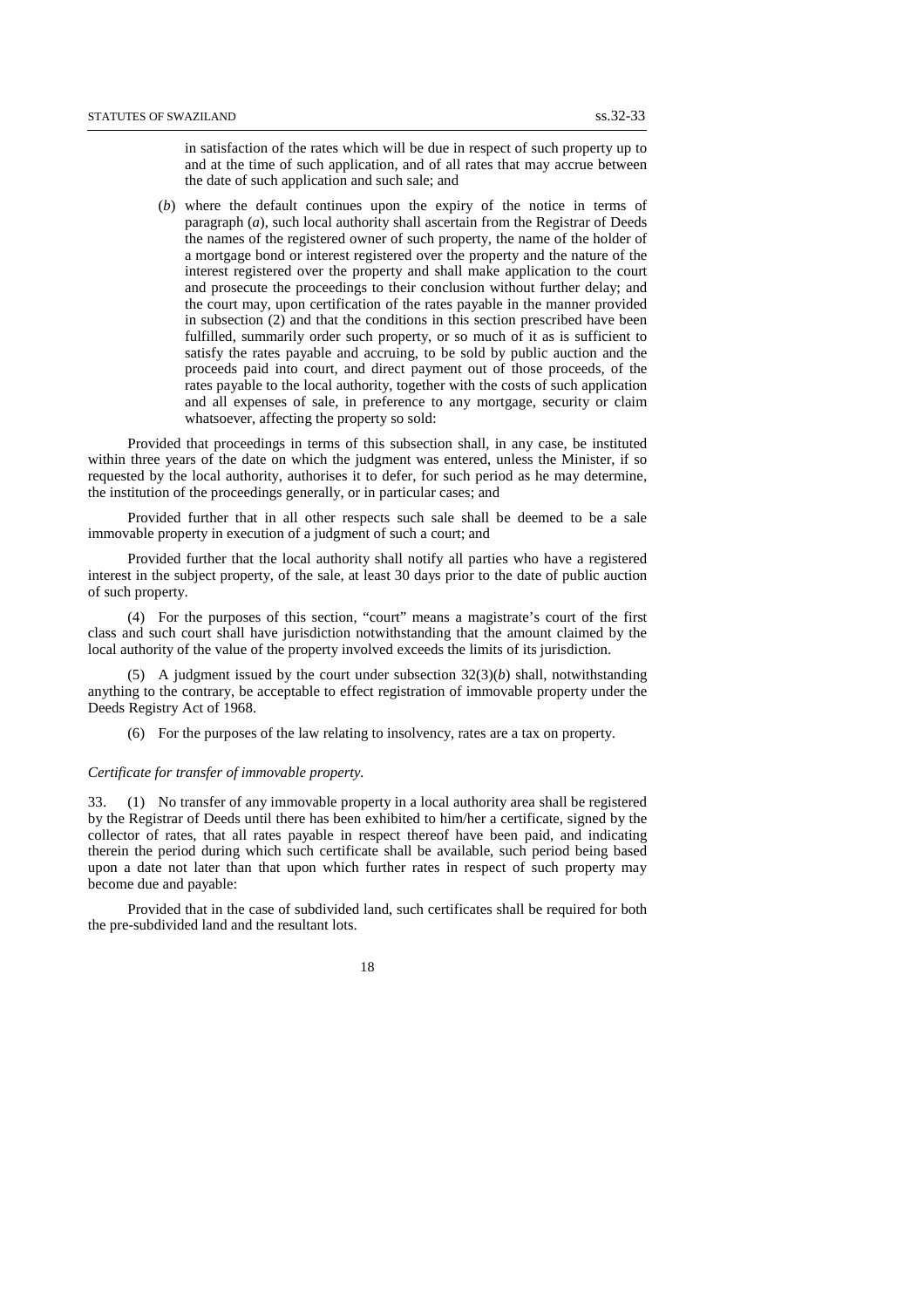in satisfaction of the rates which will be due in respect of such property up to and at the time of such application, and of all rates that may accrue between the date of such application and such sale; and

(*b*) where the default continues upon the expiry of the notice in terms of paragraph (*a*), such local authority shall ascertain from the Registrar of Deeds the names of the registered owner of such property, the name of the holder of a mortgage bond or interest registered over the property and the nature of the interest registered over the property and shall make application to the court and prosecute the proceedings to their conclusion without further delay; and the court may, upon certification of the rates payable in the manner provided in subsection (2) and that the conditions in this section prescribed have been fulfilled, summarily order such property, or so much of it as is sufficient to satisfy the rates payable and accruing, to be sold by public auction and the proceeds paid into court, and direct payment out of those proceeds, of the rates payable to the local authority, together with the costs of such application and all expenses of sale, in preference to any mortgage, security or claim whatsoever, affecting the property so sold:

Provided that proceedings in terms of this subsection shall, in any case, be instituted within three years of the date on which the judgment was entered, unless the Minister, if so requested by the local authority, authorises it to defer, for such period as he may determine, the institution of the proceedings generally, or in particular cases; and

Provided further that in all other respects such sale shall be deemed to be a sale immovable property in execution of a judgment of such a court; and

Provided further that the local authority shall notify all parties who have a registered interest in the subject property, of the sale, at least 30 days prior to the date of public auction of such property.

(4) For the purposes of this section, "court" means a magistrate's court of the first class and such court shall have jurisdiction notwithstanding that the amount claimed by the local authority of the value of the property involved exceeds the limits of its jurisdiction.

(5) A judgment issued by the court under subsection 32(3)(*b*) shall, notwithstanding anything to the contrary, be acceptable to effect registration of immovable property under the Deeds Registry Act of 1968.

(6) For the purposes of the law relating to insolvency, rates are a tax on property.

*Certificate for transfer of immovable property.*

33. (1) No transfer of any immovable property in a local authority area shall be registered by the Registrar of Deeds until there has been exhibited to him/her a certificate, signed by the collector of rates, that all rates payable in respect thereof have been paid, and indicating therein the period during which such certificate shall be available, such period being based upon a date not later than that upon which further rates in respect of such property may become due and payable:

Provided that in the case of subdivided land, such certificates shall be required for both the pre-subdivided land and the resultant lots.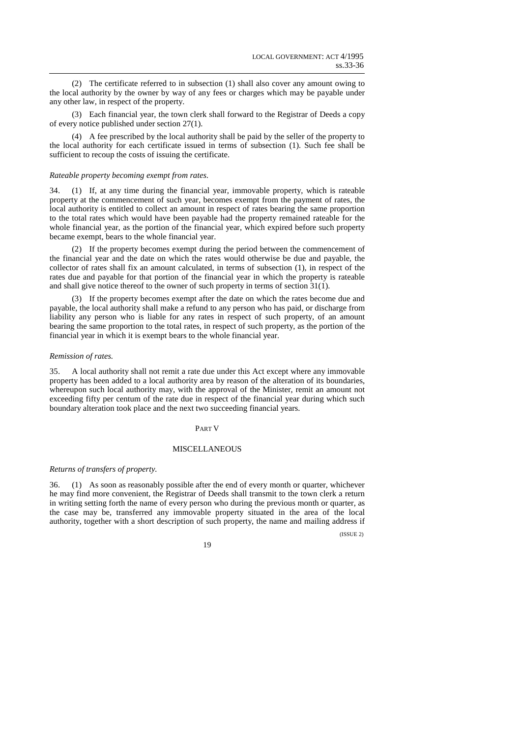(2) The certificate referred to in subsection (1) shall also cover any amount owing to the local authority by the owner by way of any fees or charges which may be payable under any other law, in respect of the property.

(3) Each financial year, the town clerk shall forward to the Registrar of Deeds a copy of every notice published under section 27(1).

(4) A fee prescribed by the local authority shall be paid by the seller of the property to the local authority for each certificate issued in terms of subsection (1). Such fee shall be sufficient to recoup the costs of issuing the certificate.

*Rateable property becoming exempt from rates.*

34. (1) If, at any time during the financial year, immovable property, which is rateable property at the commencement of such year, becomes exempt from the payment of rates, the local authority is entitled to collect an amount in respect of rates bearing the same proportion to the total rates which would have been payable had the property remained rateable for the whole financial year, as the portion of the financial year, which expired before such property became exempt, bears to the whole financial year.

(2) If the property becomes exempt during the period between the commencement of the financial year and the date on which the rates would otherwise be due and payable, the collector of rates shall fix an amount calculated, in terms of subsection (1), in respect of the rates due and payable for that portion of the financial year in which the property is rateable and shall give notice thereof to the owner of such property in terms of section 31(1).

(3) If the property becomes exempt after the date on which the rates become due and payable, the local authority shall make a refund to any person who has paid, or discharge from liability any person who is liable for any rates in respect of such property, of an amount bearing the same proportion to the total rates, in respect of such property, as the portion of the financial year in which it is exempt bears to the whole financial year.

*Remission of rates.*

35. A local authority shall not remit a rate due under this Act except where any immovable property has been added to a local authority area by reason of the alteration of its boundaries, whereupon such local authority may, with the approval of the Minister, remit an amount not exceeding fifty per centum of the rate due in respect of the financial year during which such boundary alteration took place and the next two succeeding financial years.

## PART V

## MISCELLANEOUS

*Returns of transfers of property.*

36. (1) As soon as reasonably possible after the end of every month or quarter, whichever he may find more convenient, the Registrar of Deeds shall transmit to the town clerk a return in writing setting forth the name of every person who during the previous month or quarter, as the case may be, transferred any immovable property situated in the area of the local authority, together with a short description of such property, the name and mailing address if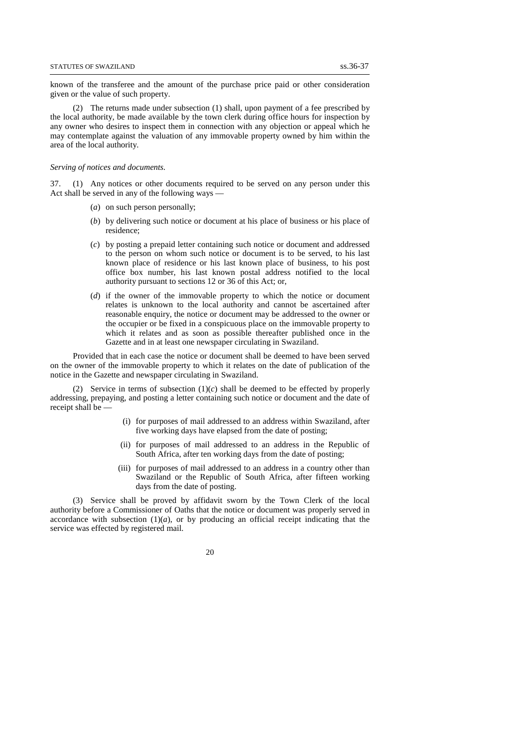known of the transferee and the amount of the purchase price paid or other consideration given or the value of such property.

(2) The returns made under subsection (1) shall, upon payment of a fee prescribed by the local authority, be made available by the town clerk during office hours for inspection by any owner who desires to inspect them in connection with any objection or appeal which he may contemplate against the valuation of any immovable property owned by him within the area of the local authority.

*Serving of notices and documents.*

37. (1) Any notices or other documents required to be served on any person under this Act shall be served in any of the following ways —

(*a*) on such person personally;

(*b*) by delivering such notice or document at his place of business or his place of residence;

(*c*) by posting a prepaid letter containing such notice or document and addressed to the person on whom such notice or document is to be served, to his last known place of residence or his last known place of business, to his post office box number, his last known postal address notified to the local authority pursuant to sections 12 or 36 of this Act; or,

(*d*) if the owner of the immovable property to which the notice or document relates is unknown to the local authority and cannot be ascertained after reasonable enquiry, the notice or document may be addressed to the owner or the occupier or be fixed in a conspicuous place on the immovable property to which it relates and as soon as possible thereafter published once in the Gazette and in at least one newspaper circulating in Swaziland.

Provided that in each case the notice or document shall be deemed to have been served on the owner of the immovable property to which it relates on the date of publication of the notice in the Gazette and newspaper circulating in Swaziland.

(2) Service in terms of subsection (1)(*c*) shall be deemed to be effected by properly addressing, prepaying, and posting a letter containing such notice or document and the date of receipt shall be —

(i) for purposes of mail addressed to an address within Swaziland, after five working days have elapsed from the date of posting;

(ii) for purposes of mail addressed to an address in the Republic of South Africa, after ten working days from the date of posting;

(iii) for purposes of mail addressed to an address in a country other than Swaziland or the Republic of South Africa, after fifteen working days from the date of posting.

(3) Service shall be proved by affidavit sworn by the Town Clerk of the local authority before a Commissioner of Oaths that the notice or document was properly served in accordance with subsection (1)(*a*), or by producing an official receipt indicating that the service was effected by registered mail.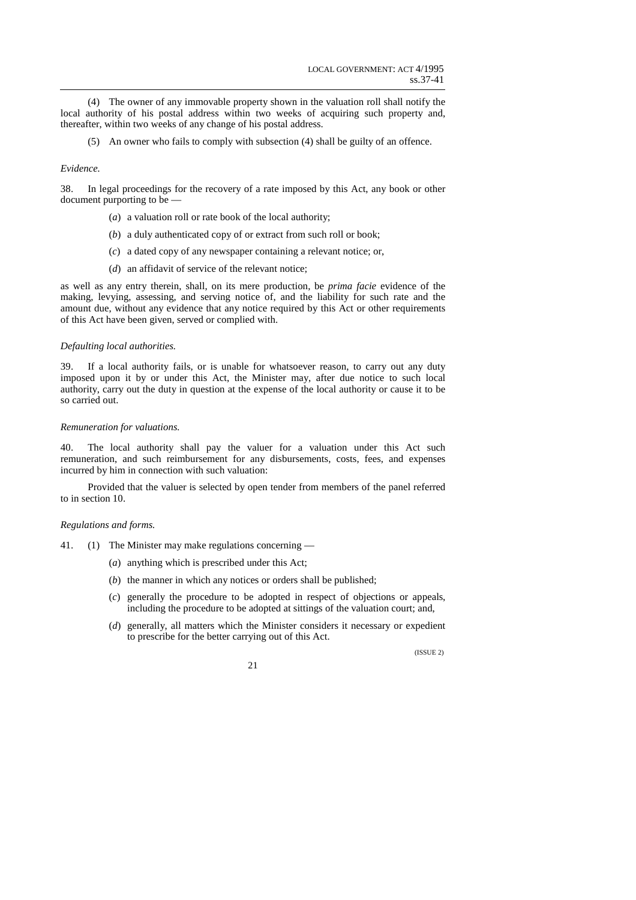(4) The owner of any immovable property shown in the valuation roll shall notify the local authority of his postal address within two weeks of acquiring such property and, thereafter, within two weeks of any change of his postal address.

(5) An owner who fails to comply with subsection (4) shall be guilty of an offence.

*Evidence.*

38. In legal proceedings for the recovery of a rate imposed by this Act, any book or other document purporting to be —

(*a*) a valuation roll or rate book of the local authority;

(*b*) a duly authenticated copy of or extract from such roll or book;

(*c*) a dated copy of any newspaper containing a relevant notice; or,

(*d*) an affidavit of service of the relevant notice;

as well as any entry therein, shall, on its mere production, be *prima facie* evidence of the making, levying, assessing, and serving notice of, and the liability for such rate and the amount due, without any evidence that any notice required by this Act or other requirements of this Act have been given, served or complied with.

*Defaulting local authorities.*

39. If a local authority fails, or is unable for whatsoever reason, to carry out any duty imposed upon it by or under this Act, the Minister may, after due notice to such local authority, carry out the duty in question at the expense of the local authority or cause it to be so carried out.

*Remuneration for valuations.*

40. The local authority shall pay the valuer for a valuation under this Act such remuneration, and such reimbursement for any disbursements, costs, fees, and expenses incurred by him in connection with such valuation:

Provided that the valuer is selected by open tender from members of the panel referred to in section 10.

*Regulations and forms.*

41. (1) The Minister may make regulations concerning —

(*a*) anything which is prescribed under this Act;

(*b*) the manner in which any notices or orders shall be published;

(*c*) generally the procedure to be adopted in respect of objections or appeals, including the procedure to be adopted at sittings of the valuation court; and,

(*d*) generally, all matters which the Minister considers it necessary or expedient to prescribe for the better carrying out of this Act.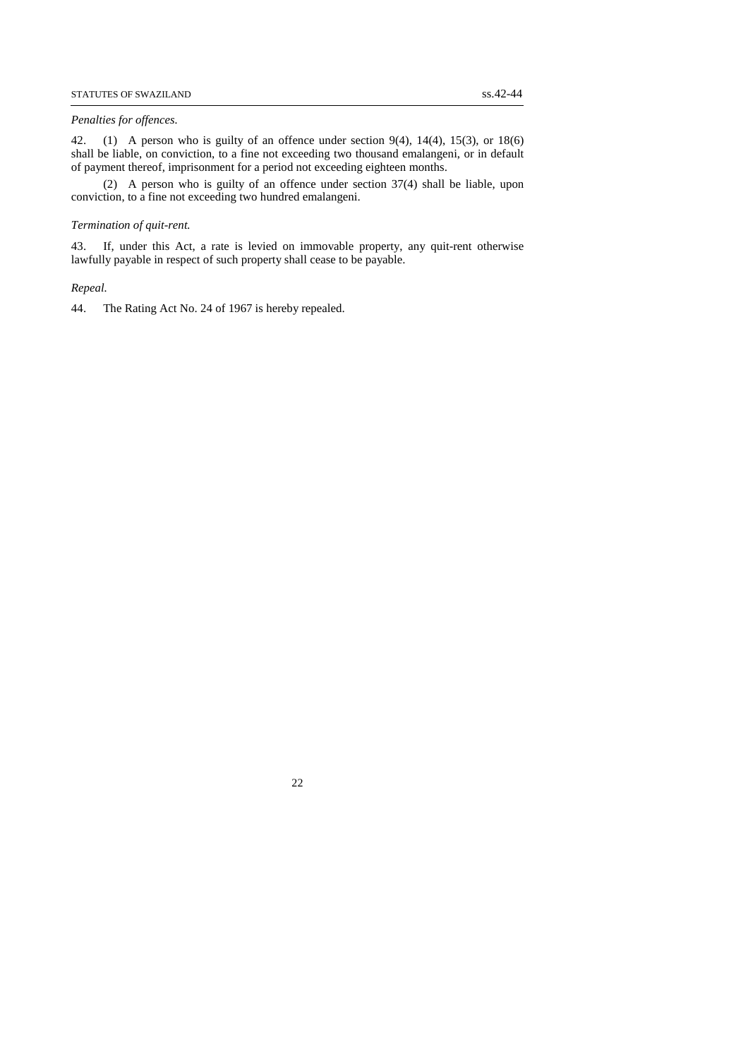*Penalties for offences.*

42. (1) A person who is guilty of an offence under section 9(4), 14(4), 15(3), or 18(6) shall be liable, on conviction, to a fine not exceeding two thousand emalangeni, or in default of payment thereof, imprisonment for a period not exceeding eighteen months.

(2) A person who is guilty of an offence under section 37(4) shall be liable, upon conviction, to a fine not exceeding two hundred emalangeni.

*Termination of quit-rent.*

43. If, under this Act, a rate is levied on immovable property, any quit-rent otherwise lawfully payable in respect of such property shall cease to be payable.

*Repeal.*

44. The Rating Act No. 24 of 1967 is hereby repealed.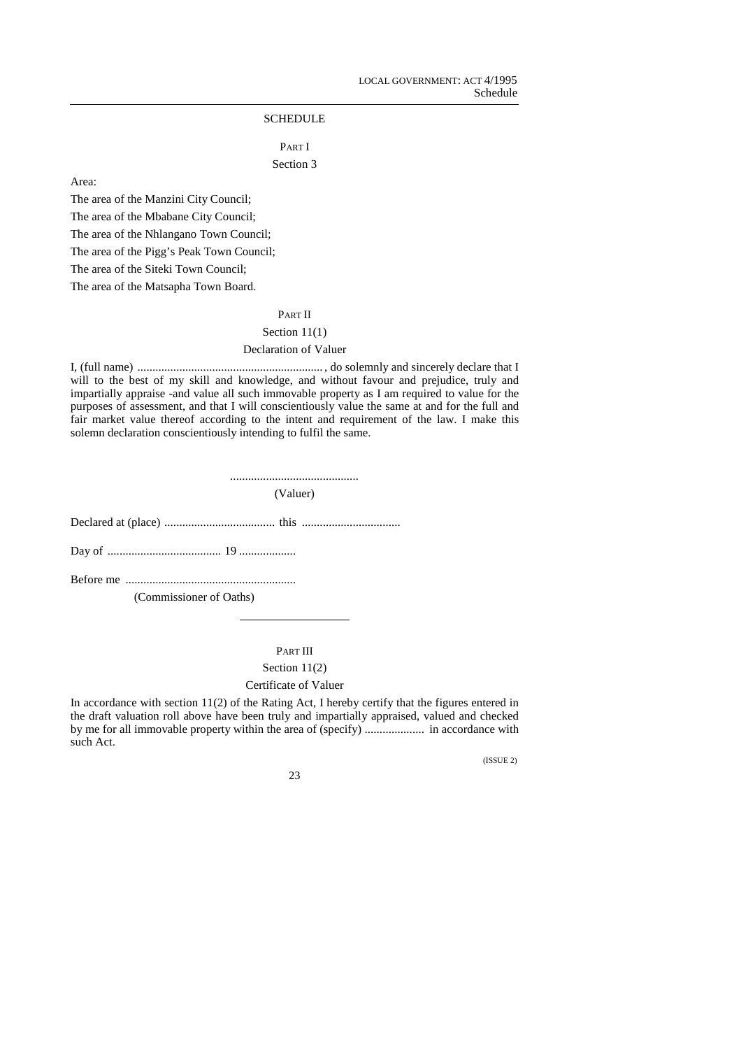## SCHEDULE

### PART I

Section 3

Area:

The area of the Manzini City Council;

The area of the Mbabane City Council;

The area of the Nhlangano Town Council;

The area of the Pigg's Peak Town Council;

The area of the Siteki Town Council;

The area of the Matsapha Town Board.

### PART II

Section 11(1)

Declaration of Valuer

I, (full name) ............................................................... , do solemnly and sincerely declare that I will to the best of my skill and knowledge, and without favour and prejudice, truly and impartially appraise -and value all such immovable property as I am required to value for the purposes of assessment, and that I will conscientiously value the same at and for the full and fair market value thereof according to the intent and requirement of the law. I make this solemn declaration conscientiously intending to fulfil the same.

...........................................

(Valuer)

Declared at (place) ..................................... this .................................

Day of ...................................... 19 ...................

Before me .........................................................

(Commissioner of Oaths)

### PART III

Section 11(2)

Certificate of Valuer

In accordance with section 11(2) of the Rating Act, I hereby certify that the figures entered in the draft valuation roll above have been truly and impartially appraised, valued and checked by me for all immovable property within the area of (specify) .................... in accordance with such Act.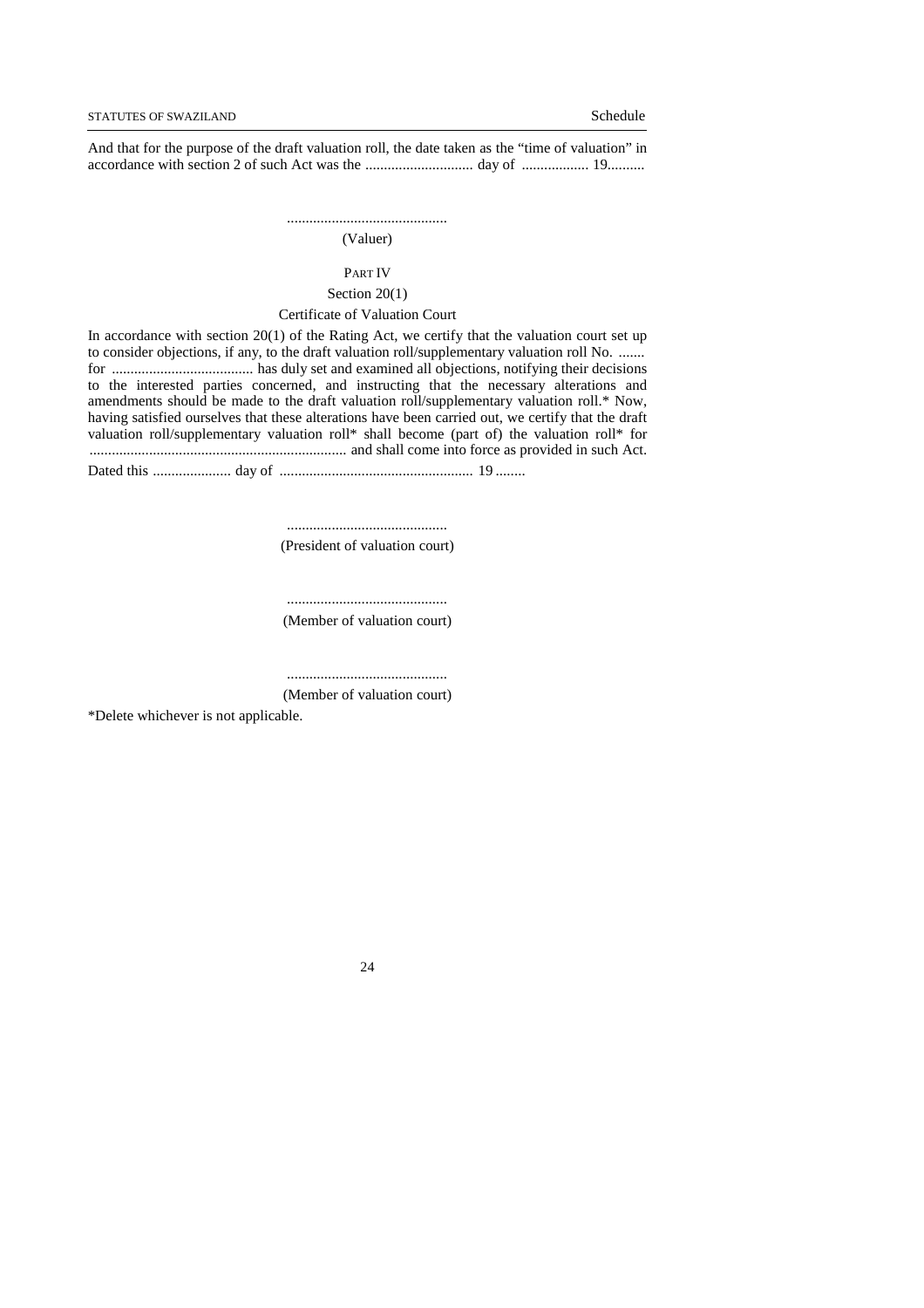And that for the purpose of the draft valuation roll, the date taken as the "time of valuation" in accordance with section 2 of such Act was the ............................ day of .................. 19..........

...........................................
(Valuer)

PART IV

Section 20(1)

Certificate of Valuation Court

In accordance with section 20(1) of the Rating Act, we certify that the valuation court set up to consider objections, if any, to the draft valuation roll/supplementary valuation roll No. ....... for ...................................... has duly set and examined all objections, notifying their decisions to the interested parties concerned, and instructing that the necessary alterations and amendments should be made to the draft valuation roll/supplementary valuation roll.* Now, having satisfied ourselves that these alterations have been carried out, we certify that the draft valuation roll/supplementary valuation roll* shall become (part of) the valuation roll* for ..................................................................... and shall come into force as provided in such Act.

Dated this ..................... day of ................................................... 19 ........

...........................................
(President of valuation court)

...........................................
(Member of valuation court)

...........................................
(Member of valuation court)

*Delete whichever is not applicable.